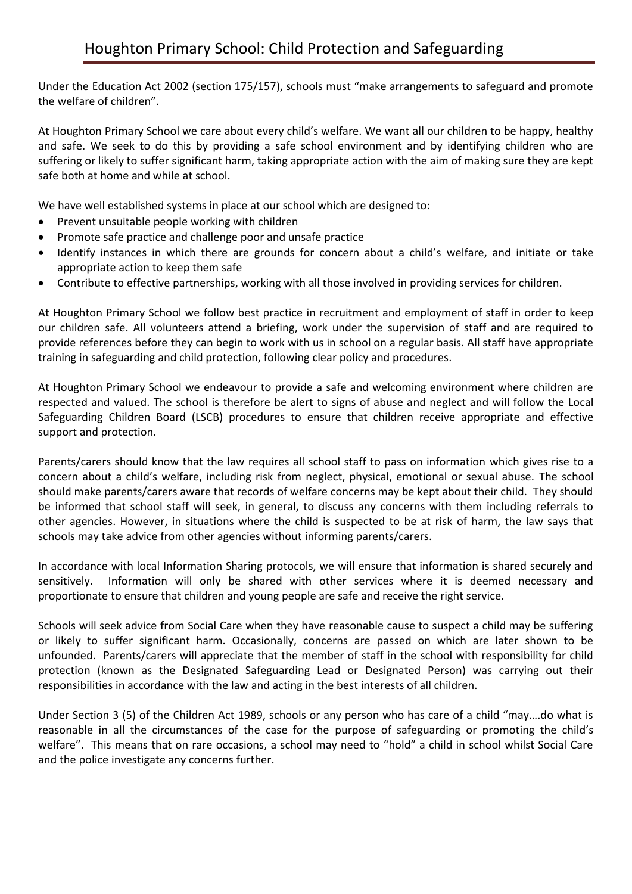# Houghton Primary School: Child Protection and Safeguarding

Under the Education Act 2002 (section 175/157), schools must "make arrangements to safeguard and promote the welfare of children".

At Houghton Primary School we care about every child's welfare. We want all our children to be happy, healthy and safe. We seek to do this by providing a safe school environment and by identifying children who are suffering or likely to suffer significant harm, taking appropriate action with the aim of making sure they are kept safe both at home and while at school.

We have well established systems in place at our school which are designed to:

- Prevent unsuitable people working with children
- Promote safe practice and challenge poor and unsafe practice
- Identify instances in which there are grounds for concern about a child's welfare, and initiate or take appropriate action to keep them safe
- Contribute to effective partnerships, working with all those involved in providing services for children.

At Houghton Primary School we follow best practice in recruitment and employment of staff in order to keep our children safe. All volunteers attend a briefing, work under the supervision of staff and are required to provide references before they can begin to work with us in school on a regular basis. All staff have appropriate training in safeguarding and child protection, following clear policy and procedures.

At Houghton Primary School we endeavour to provide a safe and welcoming environment where children are respected and valued. The school is therefore be alert to signs of abuse and neglect and will follow the Local Safeguarding Children Board (LSCB) procedures to ensure that children receive appropriate and effective support and protection.

Parents/carers should know that the law requires all school staff to pass on information which gives rise to a concern about a child's welfare, including risk from neglect, physical, emotional or sexual abuse. The school should make parents/carers aware that records of welfare concerns may be kept about their child. They should be informed that school staff will seek, in general, to discuss any concerns with them including referrals to other agencies. However, in situations where the child is suspected to be at risk of harm, the law says that schools may take advice from other agencies without informing parents/carers.

In accordance with local Information Sharing protocols, we will ensure that information is shared securely and sensitively. Information will only be shared with other services where it is deemed necessary and proportionate to ensure that children and young people are safe and receive the right service.

Schools will seek advice from Social Care when they have reasonable cause to suspect a child may be suffering or likely to suffer significant harm. Occasionally, concerns are passed on which are later shown to be unfounded. Parents/carers will appreciate that the member of staff in the school with responsibility for child protection (known as the Designated Safeguarding Lead or Designated Person) was carrying out their responsibilities in accordance with the law and acting in the best interests of all children.

Under Section 3 (5) of the Children Act 1989, schools or any person who has care of a child "may….do what is reasonable in all the circumstances of the case for the purpose of safeguarding or promoting the child's welfare". This means that on rare occasions, a school may need to "hold" a child in school whilst Social Care and the police investigate any concerns further.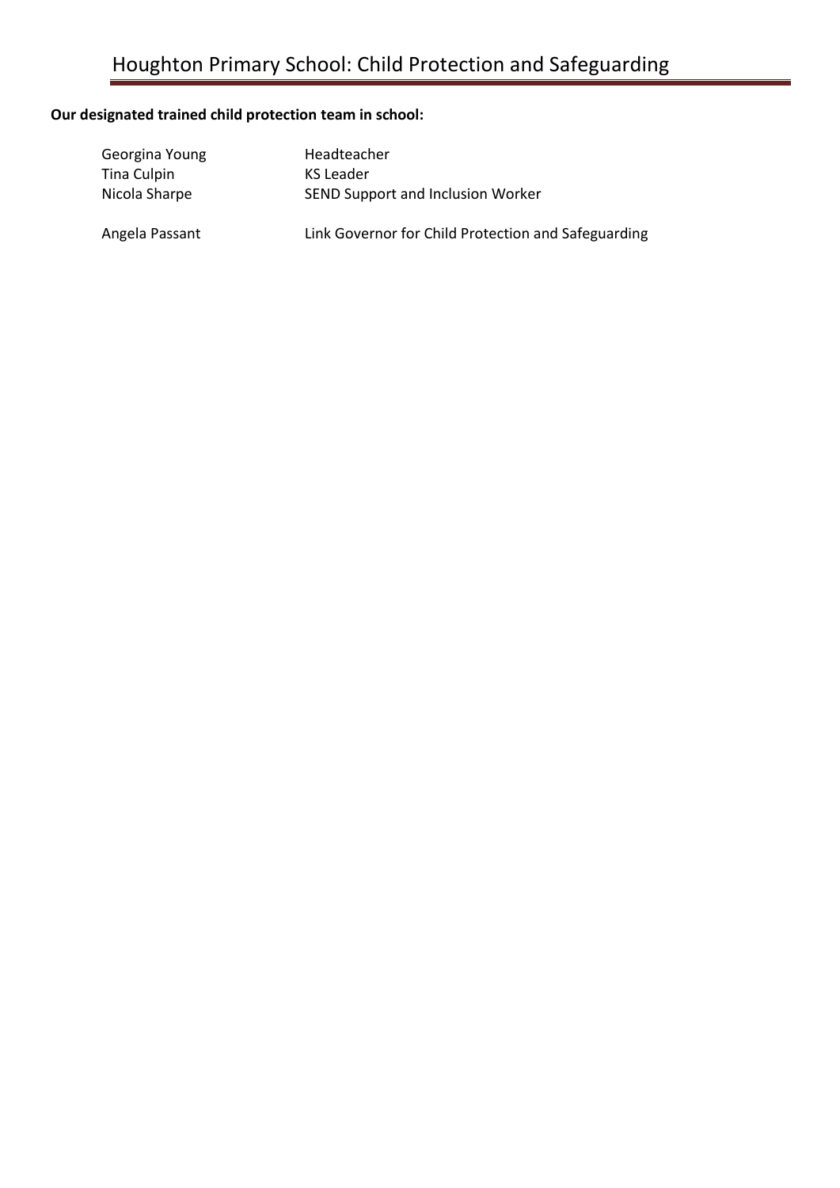**Our designated trained child protection team in school:**

| | |
|---|---|
| Georgina Young | Headteacher |
| Tina Culpin | KS Leader |
| Nicola Sharpe | SEND Support and Inclusion Worker |
| Angela Passant | Link Governor for Child Protection and Safeguarding |